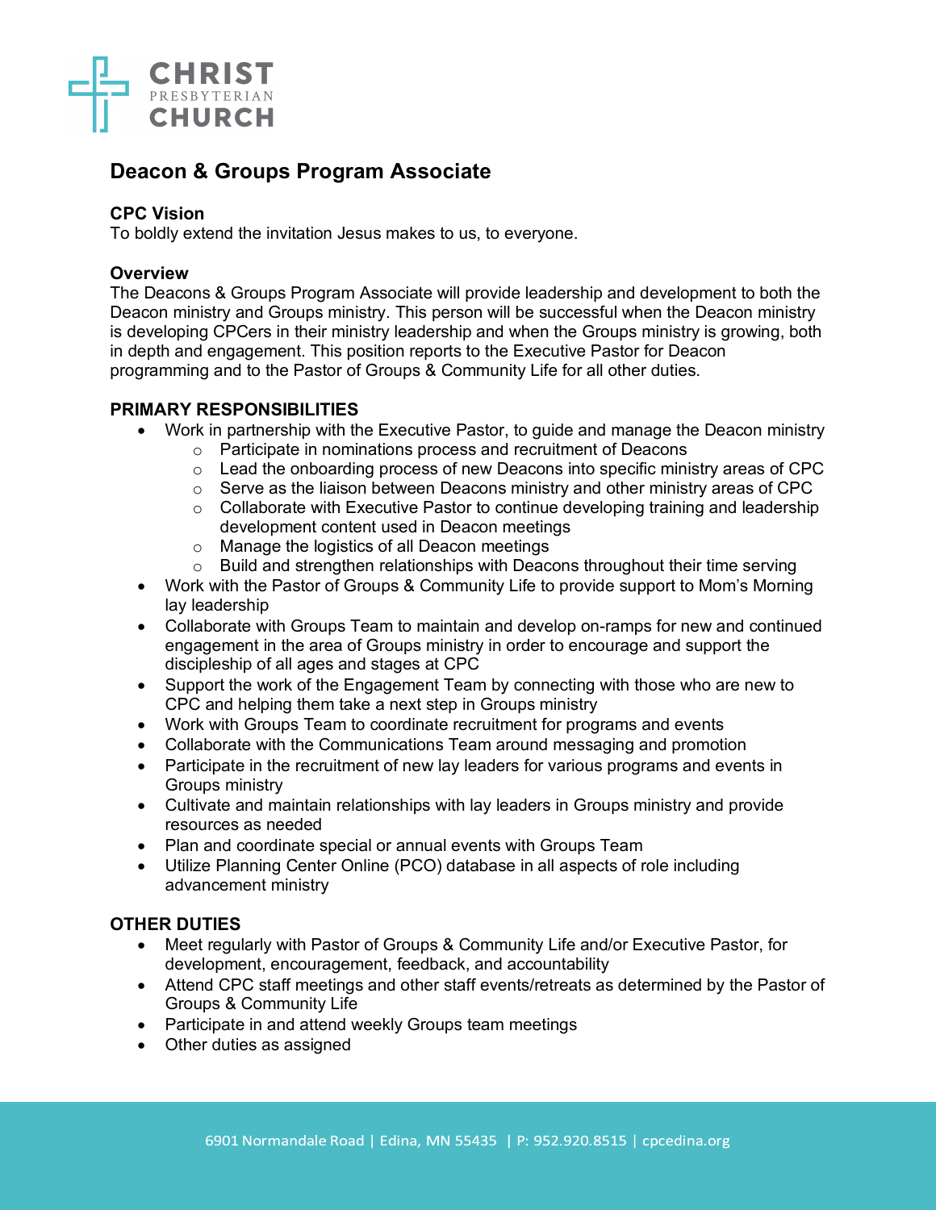# Deacon & Groups Program Associate

**CPC Vision**
To boldly extend the invitation Jesus makes to us, to everyone.

**Overview**
The Deacons & Groups Program Associate will provide leadership and development to both the Deacon ministry and Groups ministry. This person will be successful when the Deacon ministry is developing CPCers in their ministry leadership and when the Groups ministry is growing, both in depth and engagement. This position reports to the Executive Pastor for Deacon programming and to the Pastor of Groups & Community Life for all other duties.

## PRIMARY RESPONSIBILITIES

- Work in partnership with the Executive Pastor, to guide and manage the Deacon ministry
  - Participate in nominations process and recruitment of Deacons
  - Lead the onboarding process of new Deacons into specific ministry areas of CPC
  - Serve as the liaison between Deacons ministry and other ministry areas of CPC
  - Collaborate with Executive Pastor to continue developing training and leadership development content used in Deacon meetings
  - Manage the logistics of all Deacon meetings
  - Build and strengthen relationships with Deacons throughout their time serving
- Work with the Pastor of Groups & Community Life to provide support to Mom's Morning lay leadership
- Collaborate with Groups Team to maintain and develop on-ramps for new and continued engagement in the area of Groups ministry in order to encourage and support the discipleship of all ages and stages at CPC
- Support the work of the Engagement Team by connecting with those who are new to CPC and helping them take a next step in Groups ministry
- Work with Groups Team to coordinate recruitment for programs and events
- Collaborate with the Communications Team around messaging and promotion
- Participate in the recruitment of new lay leaders for various programs and events in Groups ministry
- Cultivate and maintain relationships with lay leaders in Groups ministry and provide resources as needed
- Plan and coordinate special or annual events with Groups Team
- Utilize Planning Center Online (PCO) database in all aspects of role including advancement ministry

## OTHER DUTIES

- Meet regularly with Pastor of Groups & Community Life and/or Executive Pastor, for development, encouragement, feedback, and accountability
- Attend CPC staff meetings and other staff events/retreats as determined by the Pastor of Groups & Community Life
- Participate in and attend weekly Groups team meetings
- Other duties as assigned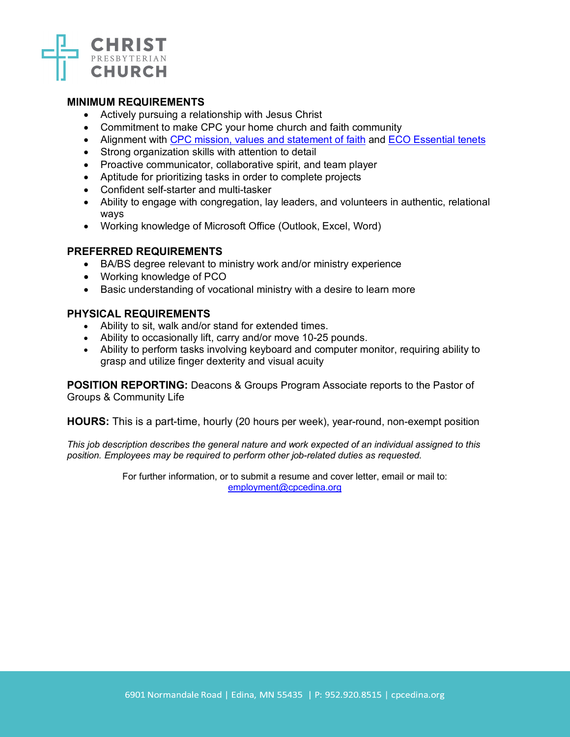## MINIMUM REQUIREMENTS

- Actively pursuing a relationship with Jesus Christ
- Commitment to make CPC your home church and faith community
- Alignment with CPC mission, values and statement of faith and ECO Essential tenets
- Strong organization skills with attention to detail
- Proactive communicator, collaborative spirit, and team player
- Aptitude for prioritizing tasks in order to complete projects
- Confident self-starter and multi-tasker
- Ability to engage with congregation, lay leaders, and volunteers in authentic, relational ways
- Working knowledge of Microsoft Office (Outlook, Excel, Word)

## PREFERRED REQUIREMENTS

- BA/BS degree relevant to ministry work and/or ministry experience
- Working knowledge of PCO
- Basic understanding of vocational ministry with a desire to learn more

## PHYSICAL REQUIREMENTS

- Ability to sit, walk and/or stand for extended times.
- Ability to occasionally lift, carry and/or move 10-25 pounds.
- Ability to perform tasks involving keyboard and computer monitor, requiring ability to grasp and utilize finger dexterity and visual acuity

**POSITION REPORTING:** Deacons & Groups Program Associate reports to the Pastor of Groups & Community Life

**HOURS:** This is a part-time, hourly (20 hours per week), year-round, non-exempt position

*This job description describes the general nature and work expected of an individual assigned to this position. Employees may be required to perform other job-related duties as requested.*

For further information, or to submit a resume and cover letter, email or mail to:
employment@cpcedina.org